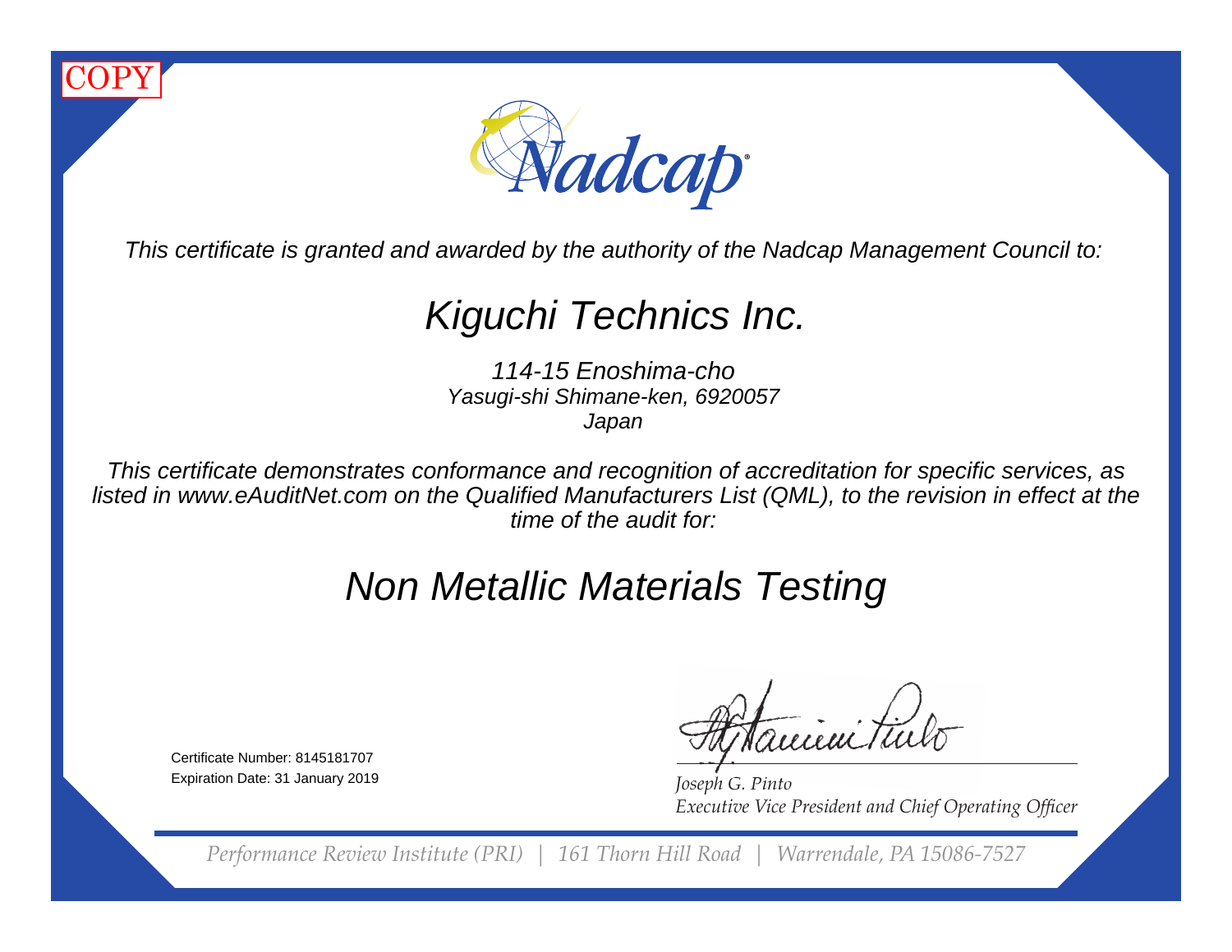COPY

Nadcap

*This certificate is granted and awarded by the authority of the Nadcap Management Council to:*

# *Kiguchi Technics Inc.*

*114-15 Enoshima-cho*
*Yasugi-shi Shimane-ken, 6920057*
*Japan*

*This certificate demonstrates conformance and recognition of accreditation for specific services, as listed in www.eAuditNet.com on the Qualified Manufacturers List (QML), to the revision in effect at the time of the audit for:*

# *Non Metallic Materials Testing*

Certificate Number: 8145181707
Expiration Date: 31 January 2019

*Joseph G. Pinto*
*Executive Vice President and Chief Operating Officer*

*Performance Review Institute (PRI) | 161 Thorn Hill Road | Warrendale, PA 15086-7527*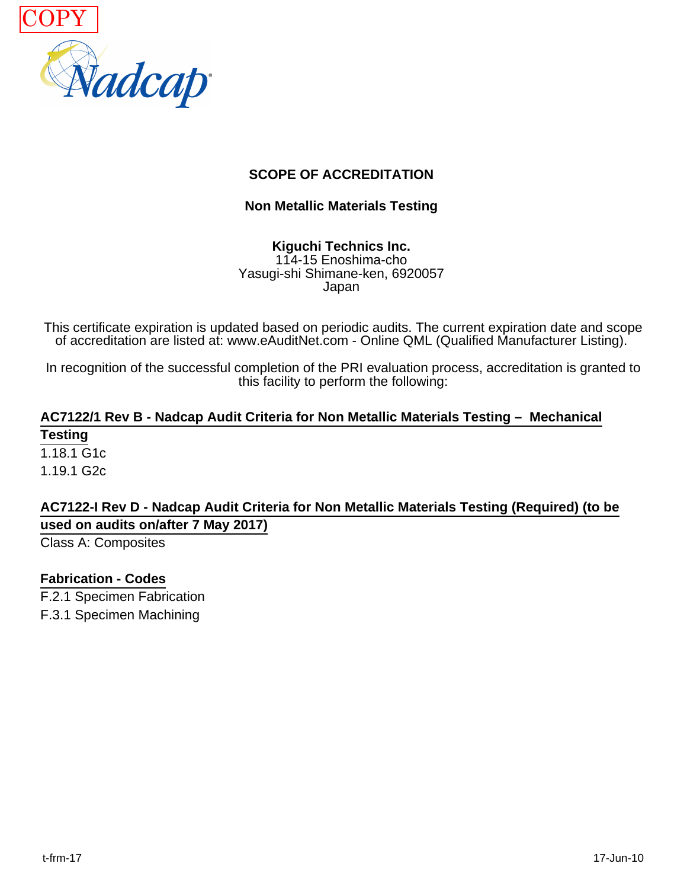COPY

## SCOPE OF ACCREDITATION

### Non Metallic Materials Testing

**Kiguchi Technics Inc.**
114-15 Enoshima-cho
Yasugi-shi Shimane-ken, 6920057
Japan

This certificate expiration is updated based on periodic audits. The current expiration date and scope of accreditation are listed at: www.eAuditNet.com - Online QML (Qualified Manufacturer Listing).

In recognition of the successful completion of the PRI evaluation process, accreditation is granted to this facility to perform the following:

**AC7122/1 Rev B - Nadcap Audit Criteria for Non Metallic Materials Testing – Mechanical Testing**

1.18.1 G1c
1.19.1 G2c

**AC7122-I Rev D - Nadcap Audit Criteria for Non Metallic Materials Testing (Required) (to be used on audits on/after 7 May 2017)**

Class A: Composites

**Fabrication - Codes**

F.2.1 Specimen Fabrication
F.3.1 Specimen Machining

t-frm-17 17-Jun-10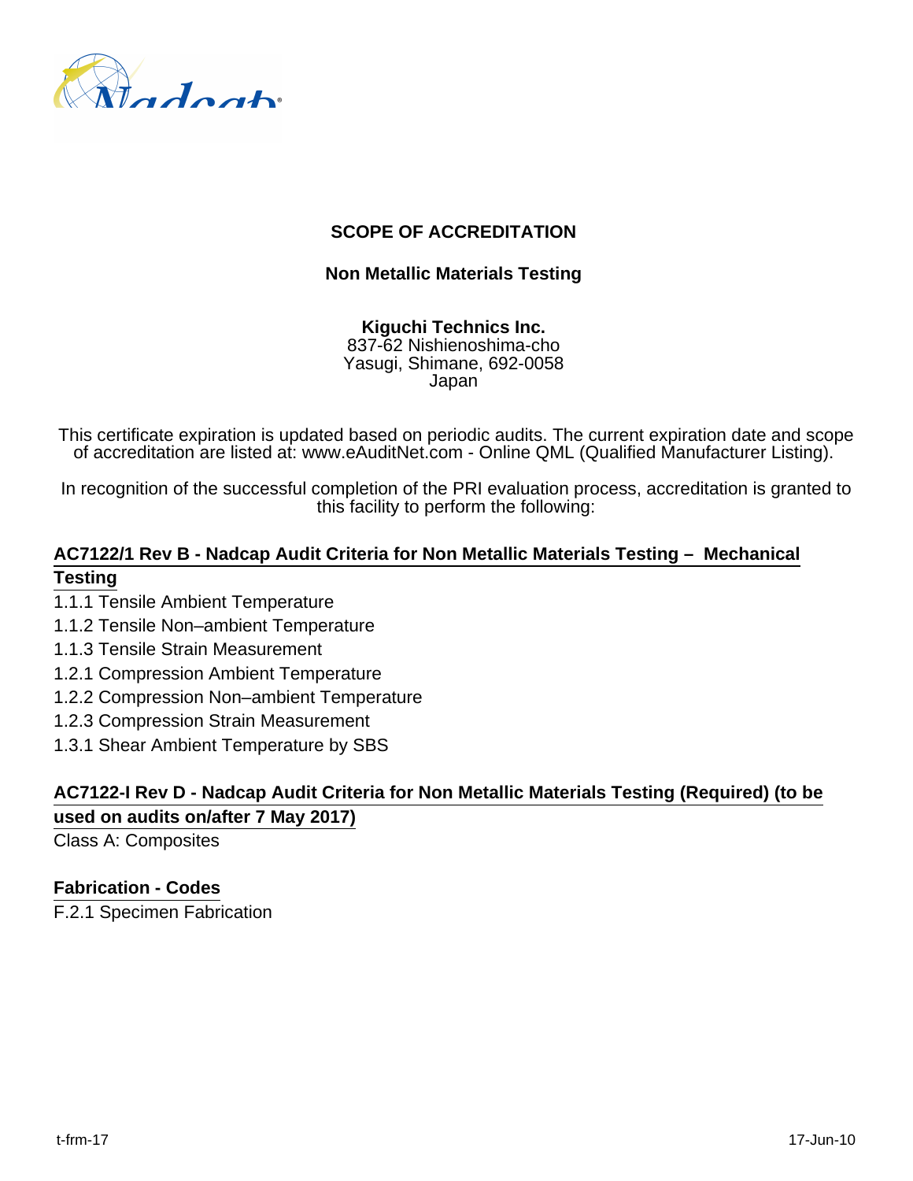## SCOPE OF ACCREDITATION

### Non Metallic Materials Testing

**Kiguchi Technics Inc.**
837-62 Nishienoshima-cho
Yasugi, Shimane, 692-0058
Japan

This certificate expiration is updated based on periodic audits. The current expiration date and scope of accreditation are listed at: www.eAuditNet.com - Online QML (Qualified Manufacturer Listing).

In recognition of the successful completion of the PRI evaluation process, accreditation is granted to this facility to perform the following:

**AC7122/1 Rev B - Nadcap Audit Criteria for Non Metallic Materials Testing – Mechanical Testing**

1.1.1 Tensile Ambient Temperature
1.1.2 Tensile Non–ambient Temperature
1.1.3 Tensile Strain Measurement
1.2.1 Compression Ambient Temperature
1.2.2 Compression Non–ambient Temperature
1.2.3 Compression Strain Measurement
1.3.1 Shear Ambient Temperature by SBS

**AC7122-I Rev D - Nadcap Audit Criteria for Non Metallic Materials Testing (Required) (to be used on audits on/after 7 May 2017)**

Class A: Composites

**Fabrication - Codes**

F.2.1 Specimen Fabrication

t-frm-17 17-Jun-10